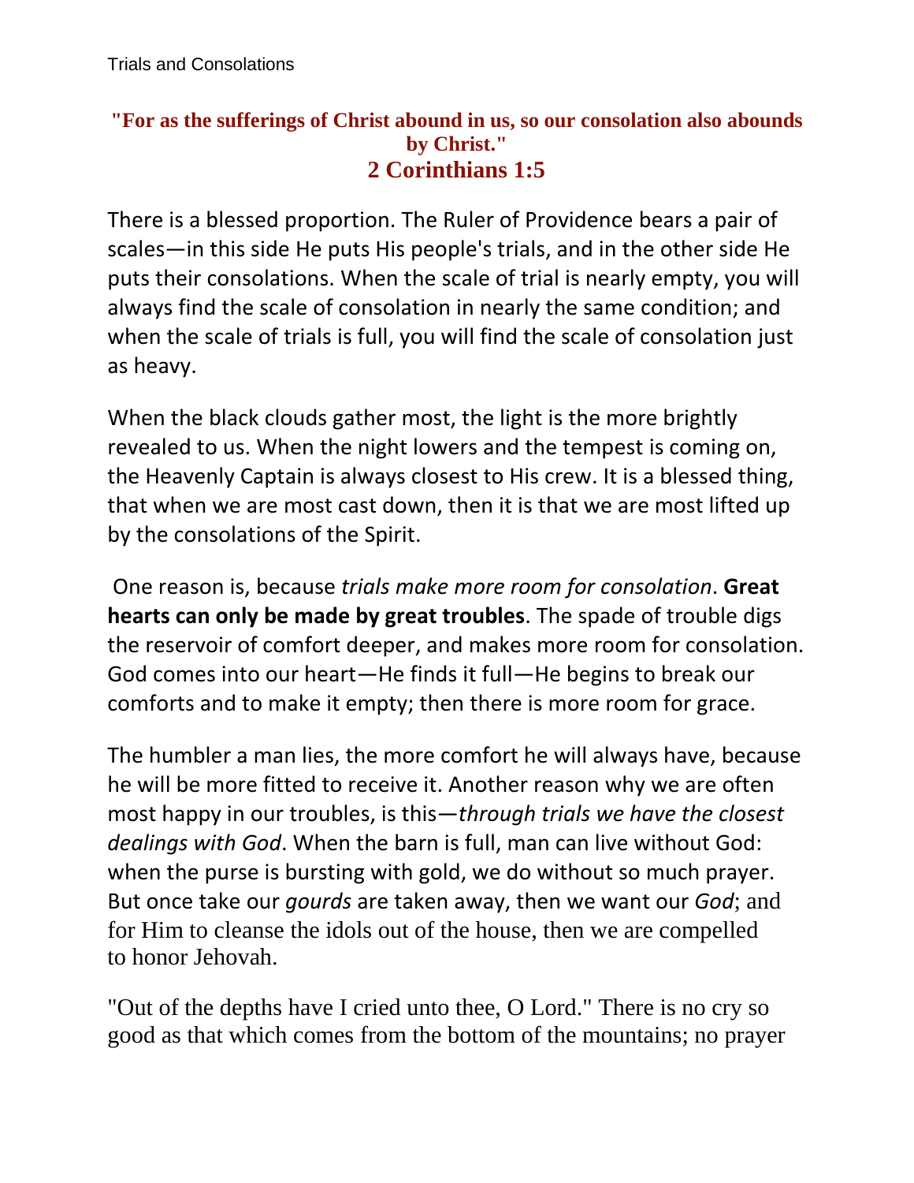Trials and Consolations

**"For as the sufferings of Christ abound in us, so our consolation also abounds by Christ."**
**2 Corinthians 1:5**

There is a blessed proportion. The Ruler of Providence bears a pair of scales—in this side He puts His people's trials, and in the other side He puts their consolations. When the scale of trial is nearly empty, you will always find the scale of consolation in nearly the same condition; and when the scale of trials is full, you will find the scale of consolation just as heavy.

When the black clouds gather most, the light is the more brightly revealed to us. When the night lowers and the tempest is coming on, the Heavenly Captain is always closest to His crew. It is a blessed thing, that when we are most cast down, then it is that we are most lifted up by the consolations of the Spirit.

One reason is, because *trials make more room for consolation*. **Great hearts can only be made by great troubles**. The spade of trouble digs the reservoir of comfort deeper, and makes more room for consolation. God comes into our heart—He finds it full—He begins to break our comforts and to make it empty; then there is more room for grace.

The humbler a man lies, the more comfort he will always have, because he will be more fitted to receive it. Another reason why we are often most happy in our troubles, is this—*through trials we have the closest dealings with God*. When the barn is full, man can live without God: when the purse is bursting with gold, we do without so much prayer. But once take our *gourds* are taken away, then we want our *God*; and for Him to cleanse the idols out of the house, then we are compelled to honor Jehovah.

"Out of the depths have I cried unto thee, O Lord." There is no cry so good as that which comes from the bottom of the mountains; no prayer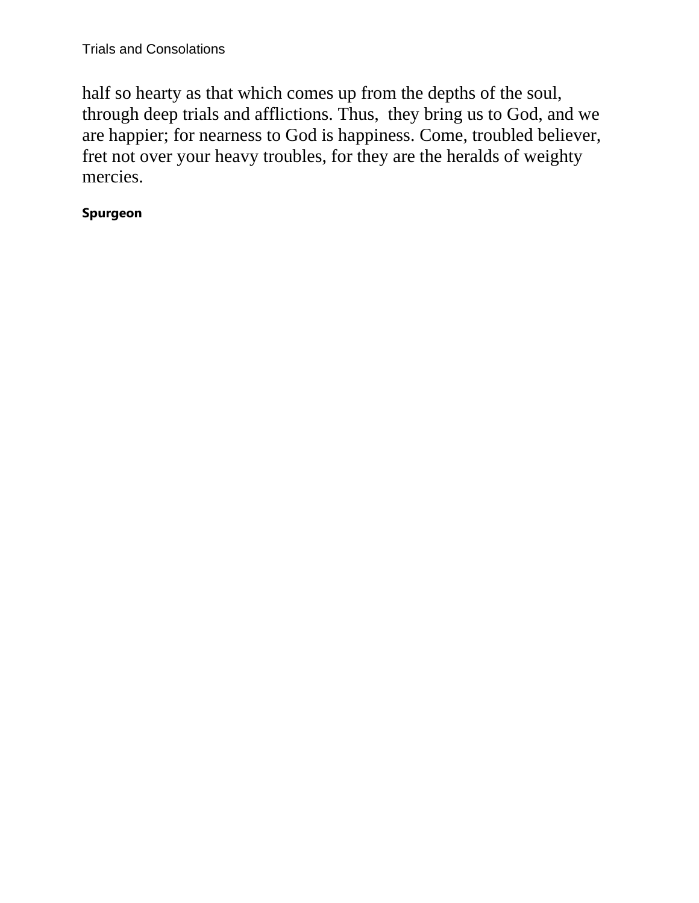half so hearty as that which comes up from the depths of the soul, through deep trials and afflictions. Thus, they bring us to God, and we are happier; for nearness to God is happiness. Come, troubled believer, fret not over your heavy troubles, for they are the heralds of weighty mercies.

**Spurgeon**